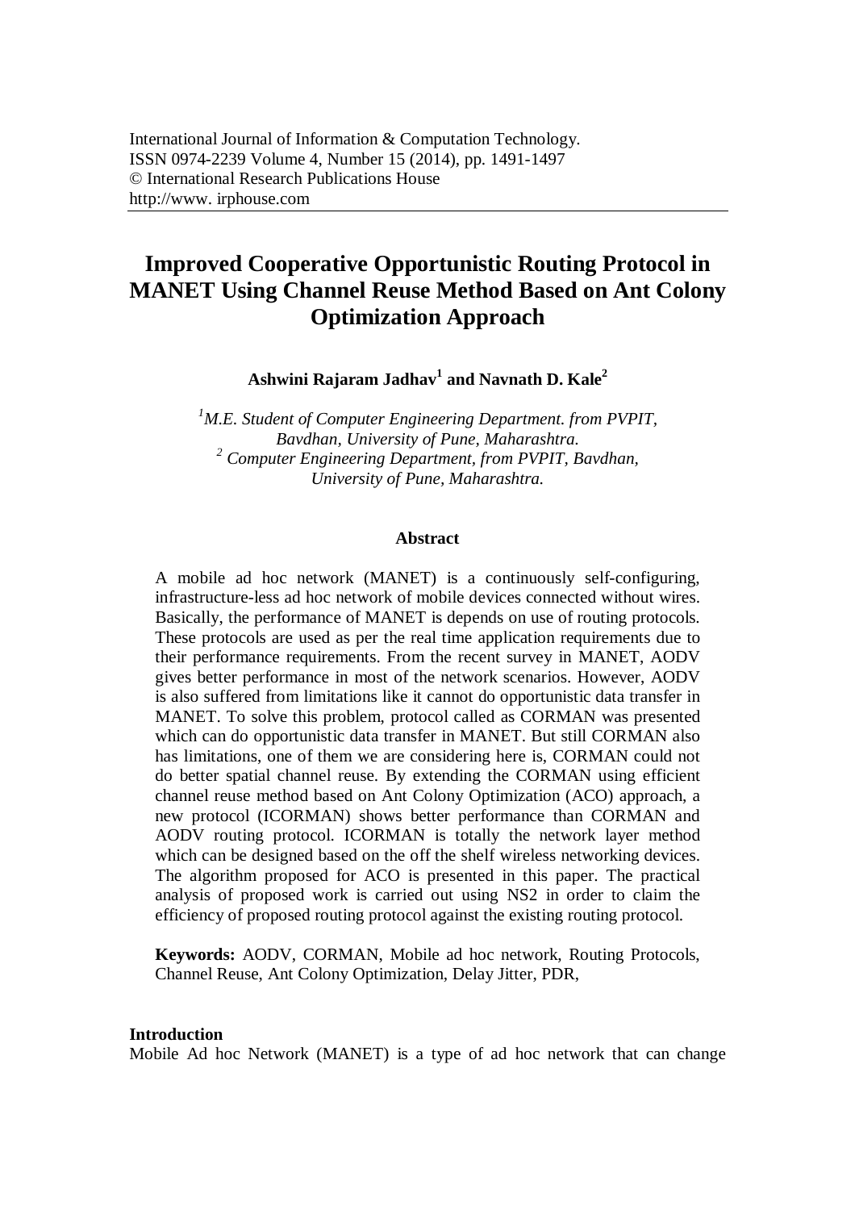International Journal of Information & Computation Technology.
ISSN 0974-2239 Volume 4, Number 15 (2014), pp. 1491-1497
© International Research Publications House
http://www. irphouse.com

# Improved Cooperative Opportunistic Routing Protocol in MANET Using Channel Reuse Method Based on Ant Colony Optimization Approach

**Ashwini Rajaram Jadhav[1] and Navnath D. Kale[2]**

*[1]M.E. Student of Computer Engineering Department. from PVPIT, Bavdhan, University of Pune, Maharashtra.*
*[2] Computer Engineering Department, from PVPIT, Bavdhan, University of Pune, Maharashtra.*

## Abstract

A mobile ad hoc network (MANET) is a continuously self-configuring, infrastructure-less ad hoc network of mobile devices connected without wires. Basically, the performance of MANET is depends on use of routing protocols. These protocols are used as per the real time application requirements due to their performance requirements. From the recent survey in MANET, AODV gives better performance in most of the network scenarios. However, AODV is also suffered from limitations like it cannot do opportunistic data transfer in MANET. To solve this problem, protocol called as CORMAN was presented which can do opportunistic data transfer in MANET. But still CORMAN also has limitations, one of them we are considering here is, CORMAN could not do better spatial channel reuse. By extending the CORMAN using efficient channel reuse method based on Ant Colony Optimization (ACO) approach, a new protocol (ICORMAN) shows better performance than CORMAN and AODV routing protocol. ICORMAN is totally the network layer method which can be designed based on the off the shelf wireless networking devices. The algorithm proposed for ACO is presented in this paper. The practical analysis of proposed work is carried out using NS2 in order to claim the efficiency of proposed routing protocol against the existing routing protocol.

**Keywords:** AODV, CORMAN, Mobile ad hoc network, Routing Protocols, Channel Reuse, Ant Colony Optimization, Delay Jitter, PDR,

## Introduction

Mobile Ad hoc Network (MANET) is a type of ad hoc network that can change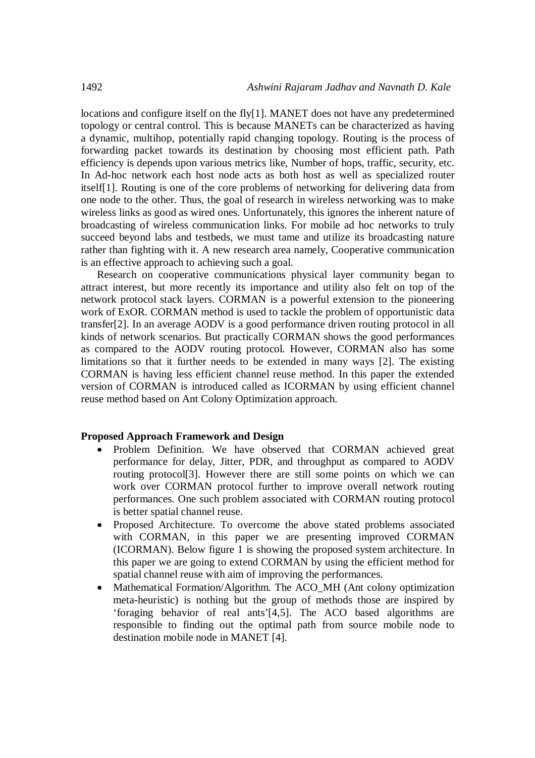locations and configure itself on the fly[1]. MANET does not have any predetermined topology or central control. This is because MANETs can be characterized as having a dynamic, multihop, potentially rapid changing topology. Routing is the process of forwarding packet towards its destination by choosing most efficient path. Path efficiency is depends upon various metrics like, Number of hops, traffic, security, etc. In Ad-hoc network each host node acts as both host as well as specialized router itself[1]. Routing is one of the core problems of networking for delivering data from one node to the other. Thus, the goal of research in wireless networking was to make wireless links as good as wired ones. Unfortunately, this ignores the inherent nature of broadcasting of wireless communication links. For mobile ad hoc networks to truly succeed beyond labs and testbeds, we must tame and utilize its broadcasting nature rather than fighting with it. A new research area namely, Cooperative communication is an effective approach to achieving such a goal.

Research on cooperative communications physical layer community began to attract interest, but more recently its importance and utility also felt on top of the network protocol stack layers. CORMAN is a powerful extension to the pioneering work of ExOR. CORMAN method is used to tackle the problem of opportunistic data transfer[2]. In an average AODV is a good performance driven routing protocol in all kinds of network scenarios. But practically CORMAN shows the good performances as compared to the AODV routing protocol. However, CORMAN also has some limitations so that it further needs to be extended in many ways [2]. The existing CORMAN is having less efficient channel reuse method. In this paper the extended version of CORMAN is introduced called as ICORMAN by using efficient channel reuse method based on Ant Colony Optimization approach.

**Proposed Approach Framework and Design**

- Problem Definition. We have observed that CORMAN achieved great performance for delay, Jitter, PDR, and throughput as compared to AODV routing protocol[3]. However there are still some points on which we can work over CORMAN protocol further to improve overall network routing performances. One such problem associated with CORMAN routing protocol is better spatial channel reuse.
- Proposed Architecture. To overcome the above stated problems associated with CORMAN, in this paper we are presenting improved CORMAN (ICORMAN). Below figure 1 is showing the proposed system architecture. In this paper we are going to extend CORMAN by using the efficient method for spatial channel reuse with aim of improving the performances.
- Mathematical Formation/Algorithm. The ACO_MH (Ant colony optimization meta-heuristic) is nothing but the group of methods those are inspired by 'foraging behavior of real ants'[4,5]. The ACO based algorithms are responsible to finding out the optimal path from source mobile node to destination mobile node in MANET [4].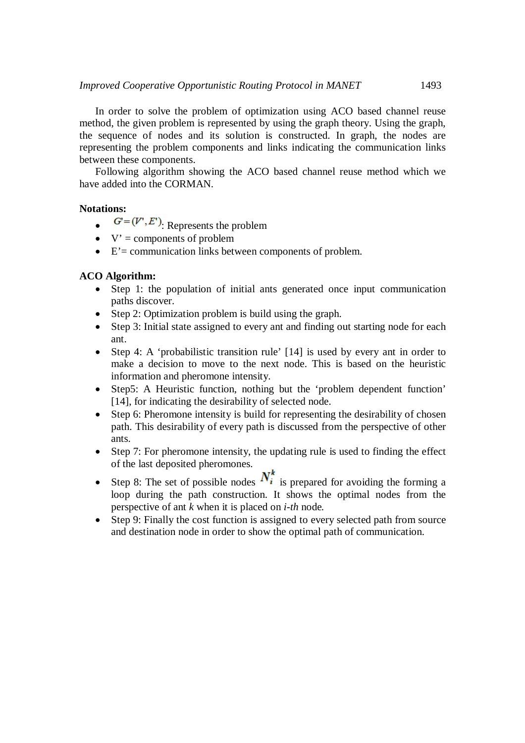In order to solve the problem of optimization using ACO based channel reuse method, the given problem is represented by using the graph theory. Using the graph, the sequence of nodes and its solution is constructed. In graph, the nodes are representing the problem components and links indicating the communication links between these components.

Following algorithm showing the ACO based channel reuse method which we have added into the CORMAN.

**Notations:**

- $G' = (V', E')$: Represents the problem
- V' = components of problem
- E'= communication links between components of problem.

**ACO Algorithm:**

- Step 1: the population of initial ants generated once input communication paths discover.
- Step 2: Optimization problem is build using the graph.
- Step 3: Initial state assigned to every ant and finding out starting node for each ant.
- Step 4: A 'probabilistic transition rule' [14] is used by every ant in order to make a decision to move to the next node. This is based on the heuristic information and pheromone intensity.
- Step5: A Heuristic function, nothing but the 'problem dependent function' [14], for indicating the desirability of selected node.
- Step 6: Pheromone intensity is build for representing the desirability of chosen path. This desirability of every path is discussed from the perspective of other ants.
- Step 7: For pheromone intensity, the updating rule is used to finding the effect of the last deposited pheromones.
- Step 8: The set of possible nodes $N_i^k$ is prepared for avoiding the forming a loop during the path construction. It shows the optimal nodes from the perspective of ant *k* when it is placed on *i-th* node.
- Step 9: Finally the cost function is assigned to every selected path from source and destination node in order to show the optimal path of communication.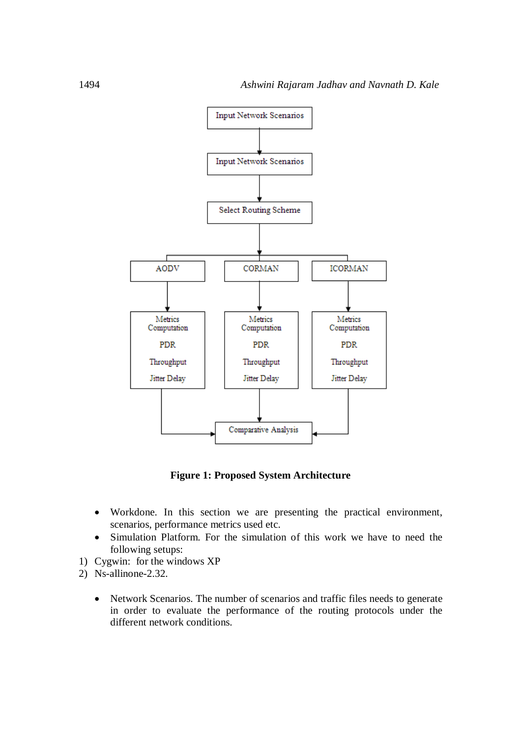Figure 1: Proposed System Architecture

- Workdone. In this section we are presenting the practical environment, scenarios, performance metrics used etc.
- Simulation Platform. For the simulation of this work we have to need the following setups:

1) Cygwin: for the windows XP
2) Ns-allinone-2.32.

- Network Scenarios. The number of scenarios and traffic files needs to generate in order to evaluate the performance of the routing protocols under the different network conditions.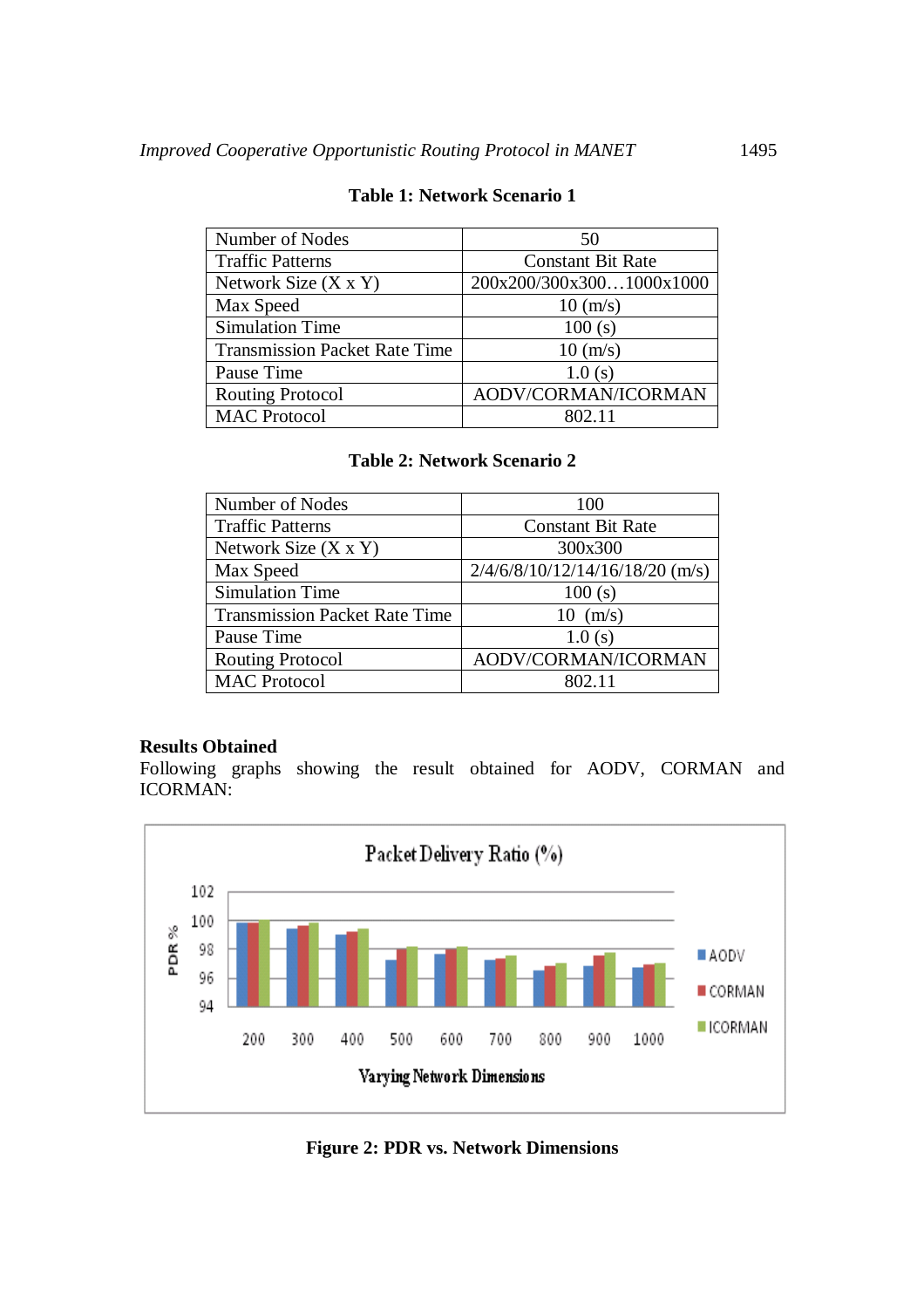**Table 1: Network Scenario 1**

| Number of Nodes | 50 |
|---|---|
| Traffic Patterns | Constant Bit Rate |
| Network Size (X x Y) | 200x200/300x300…1000x1000 |
| Max Speed | 10 (m/s) |
| Simulation Time | 100 (s) |
| Transmission Packet Rate Time | 10 (m/s) |
| Pause Time | 1.0 (s) |
| Routing Protocol | AODV/CORMAN/ICORMAN |
| MAC Protocol | 802.11 |

**Table 2: Network Scenario 2**

| Number of Nodes | 100 |
|---|---|
| Traffic Patterns | Constant Bit Rate |
| Network Size (X x Y) | 300x300 |
| Max Speed | 2/4/6/8/10/12/14/16/18/20 (m/s) |
| Simulation Time | 100 (s) |
| Transmission Packet Rate Time | 10 (m/s) |
| Pause Time | 1.0 (s) |
| Routing Protocol | AODV/CORMAN/ICORMAN |
| MAC Protocol | 802.11 |

## Results Obtained

Following graphs showing the result obtained for AODV, CORMAN and ICORMAN:

**Figure 2: PDR vs. Network Dimensions**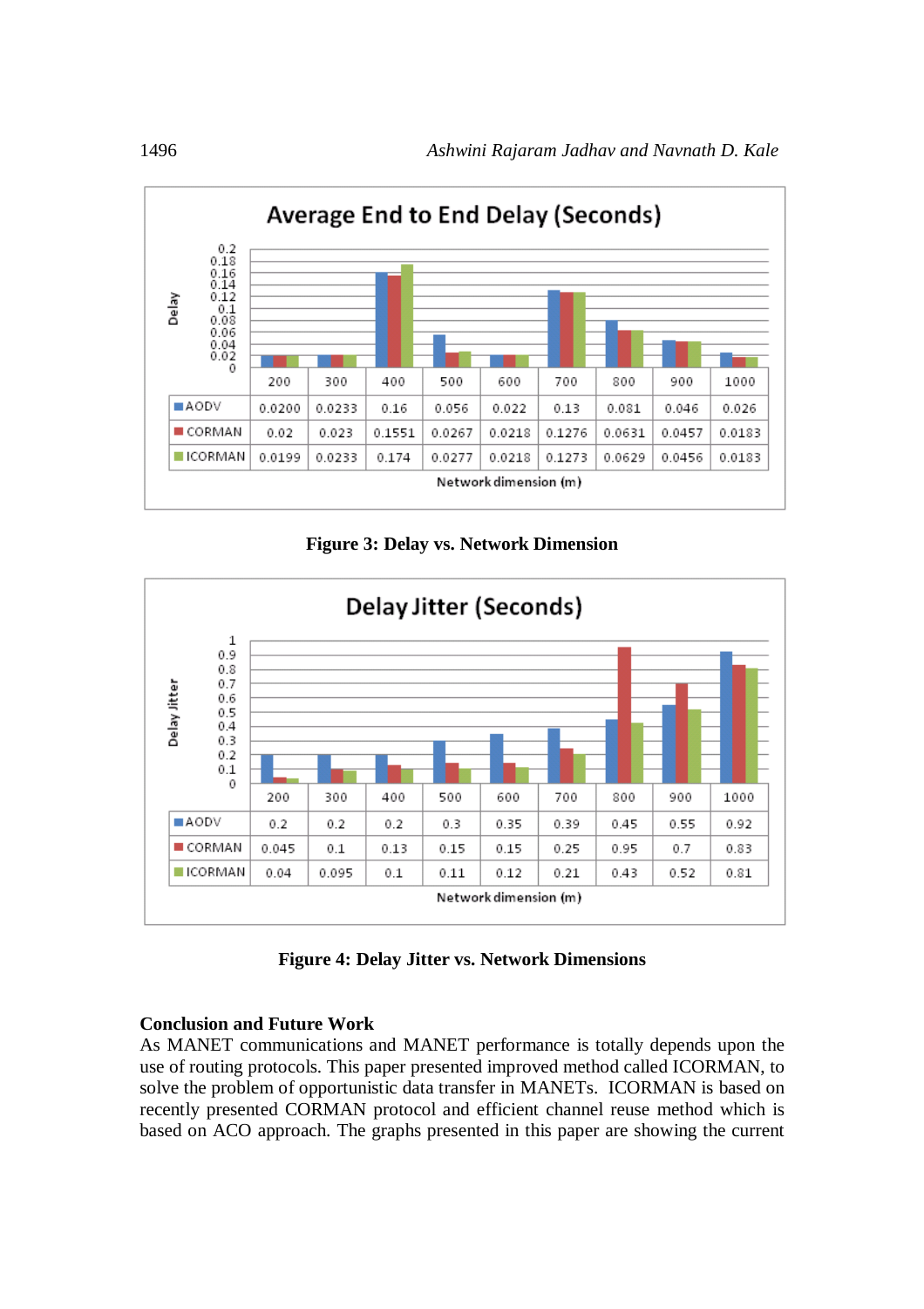**Average End to End Delay (Seconds)**

| | 200 | 300 | 400 | 500 | 600 | 700 | 800 | 900 | 1000 |
|---|---|---|---|---|---|---|---|---|---|
| AODV | 0.0200 | 0.0233 | 0.16 | 0.056 | 0.022 | 0.13 | 0.081 | 0.046 | 0.026 |
| CORMAN | 0.02 | 0.023 | 0.1551 | 0.0267 | 0.0218 | 0.1276 | 0.0631 | 0.0457 | 0.0183 |
| ICORMAN | 0.0199 | 0.0233 | 0.174 | 0.0277 | 0.0218 | 0.1273 | 0.0629 | 0.0456 | 0.0183 |

Network dimension (m)

**Figure 3: Delay vs. Network Dimension**

**Delay Jitter (Seconds)**

| | 200 | 300 | 400 | 500 | 600 | 700 | 800 | 900 | 1000 |
|---|---|---|---|---|---|---|---|---|---|
| AODV | 0.2 | 0.2 | 0.2 | 0.3 | 0.35 | 0.39 | 0.45 | 0.55 | 0.92 |
| CORMAN | 0.045 | 0.1 | 0.13 | 0.15 | 0.15 | 0.25 | 0.95 | 0.7 | 0.83 |
| ICORMAN | 0.04 | 0.095 | 0.1 | 0.11 | 0.12 | 0.21 | 0.43 | 0.52 | 0.81 |

Network dimension (m)

**Figure 4: Delay Jitter vs. Network Dimensions**

## Conclusion and Future Work

As MANET communications and MANET performance is totally depends upon the use of routing protocols. This paper presented improved method called ICORMAN, to solve the problem of opportunistic data transfer in MANETs. ICORMAN is based on recently presented CORMAN protocol and efficient channel reuse method which is based on ACO approach. The graphs presented in this paper are showing the current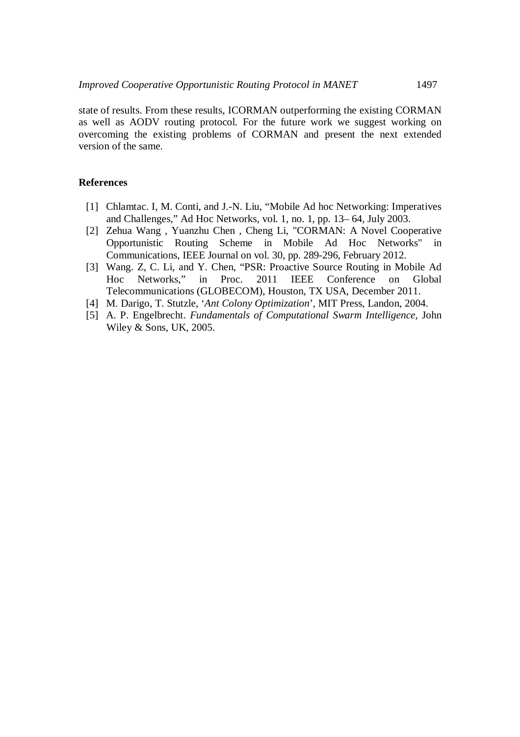state of results. From these results, ICORMAN outperforming the existing CORMAN as well as AODV routing protocol. For the future work we suggest working on overcoming the existing problems of CORMAN and present the next extended version of the same.

## References

[1] Chlamtac. I, M. Conti, and J.-N. Liu, “Mobile Ad hoc Networking: Imperatives and Challenges,” Ad Hoc Networks, vol. 1, no. 1, pp. 13– 64, July 2003.

[2] Zehua Wang , Yuanzhu Chen , Cheng Li, "CORMAN: A Novel Cooperative Opportunistic Routing Scheme in Mobile Ad Hoc Networks" in Communications, IEEE Journal on vol. 30, pp. 289-296, February 2012.

[3] Wang. Z, C. Li, and Y. Chen, “PSR: Proactive Source Routing in Mobile Ad Hoc Networks,” in Proc. 2011 IEEE Conference on Global Telecommunications (GLOBECOM), Houston, TX USA, December 2011.

[4] M. Darigo, T. Stutzle, ‘*Ant Colony Optimization*’, MIT Press, Landon, 2004.

[5] A. P. Engelbrecht. *Fundamentals of Computational Swarm Intelligence,* John Wiley & Sons, UK, 2005.